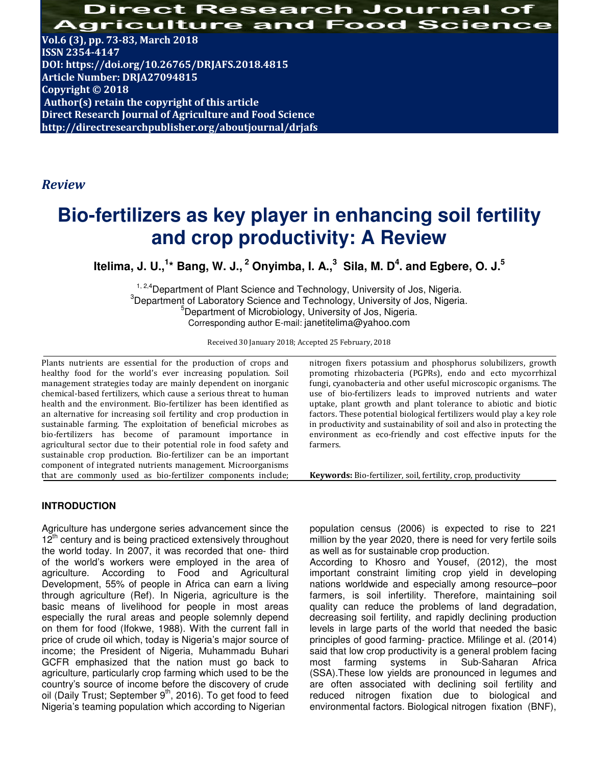Direct Research Journal of Agriculture and Food Science

Vol.6 (3), pp. 73-83, March 2018
ISSN 2354-4147
DOI: https://doi.org/10.26765/DRJAFS.2018.4815
Article Number: DRJA27094815
Copyright © 2018
Author(s) retain the copyright of this article
Direct Research Journal of Agriculture and Food Science
http://directresearchpublisher.org/aboutjournal/drjafs

*Review*

# Bio-fertilizers as key player in enhancing soil fertility and crop productivity: A Review

**Itelima, J. U.,[1]* Bang, W. J.,[2] Onyimba, I. A.,[3] Sila, M. D[4]. and Egbere, O. J.[5]**

[1, 2,4]Department of Plant Science and Technology, University of Jos, Nigeria.
[3]Department of Laboratory Science and Technology, University of Jos, Nigeria.
[5]Department of Microbiology, University of Jos, Nigeria.
Corresponding author E-mail: janetitelima@yahoo.com

Received 30 January 2018; Accepted 25 February, 2018

Plants nutrients are essential for the production of crops and healthy food for the world's ever increasing population. Soil management strategies today are mainly dependent on inorganic chemical-based fertilizers, which cause a serious threat to human health and the environment. Bio-fertilizer has been identified as an alternative for increasing soil fertility and crop production in sustainable farming. The exploitation of beneficial microbes as bio-fertilizers has become of paramount importance in agricultural sector due to their potential role in food safety and sustainable crop production. Bio-fertilizer can be an important component of integrated nutrients management. Microorganisms that are commonly used as bio-fertilizer components include; nitrogen fixers potassium and phosphorus solubilizers, growth promoting rhizobacteria (PGPRs), endo and ecto mycorrhizal fungi, cyanobacteria and other useful microscopic organisms. The use of bio-fertilizers leads to improved nutrients and water uptake, plant growth and plant tolerance to abiotic and biotic factors. These potential biological fertilizers would play a key role in productivity and sustainability of soil and also in protecting the environment as eco-friendly and cost effective inputs for the farmers.

**Keywords:** Bio-fertilizer, soil, fertility, crop, productivity

## INTRODUCTION

Agriculture has undergone series advancement since the 12th century and is being practiced extensively throughout the world today. In 2007, it was recorded that one- third of the world's workers were employed in the area of agriculture. According to Food and Agricultural Development, 55% of people in Africa can earn a living through agriculture (Ref). In Nigeria, agriculture is the basic means of livelihood for people in most areas especially the rural areas and people solemnly depend on them for food (Ifokwe, 1988). With the current fall in price of crude oil which, today is Nigeria's major source of income; the President of Nigeria, Muhammadu Buhari GCFR emphasized that the nation must go back to agriculture, particularly crop farming which used to be the country's source of income before the discovery of crude oil (Daily Trust; September 9th, 2016). To get food to feed Nigeria's teaming population which according to Nigerian population census (2006) is expected to rise to 221 million by the year 2020, there is need for very fertile soils as well as for sustainable crop production.

According to Khosro and Yousef, (2012), the most important constraint limiting crop yield in developing nations worldwide and especially among resource–poor farmers, is soil infertility. Therefore, maintaining soil quality can reduce the problems of land degradation, decreasing soil fertility, and rapidly declining production levels in large parts of the world that needed the basic principles of good farming- practice. Mfilinge et al. (2014) said that low crop productivity is a general problem facing most farming systems in Sub-Saharan Africa (SSA).These low yields are pronounced in legumes and are often associated with declining soil fertility and reduced nitrogen fixation due to biological and environmental factors. Biological nitrogen fixation (BNF),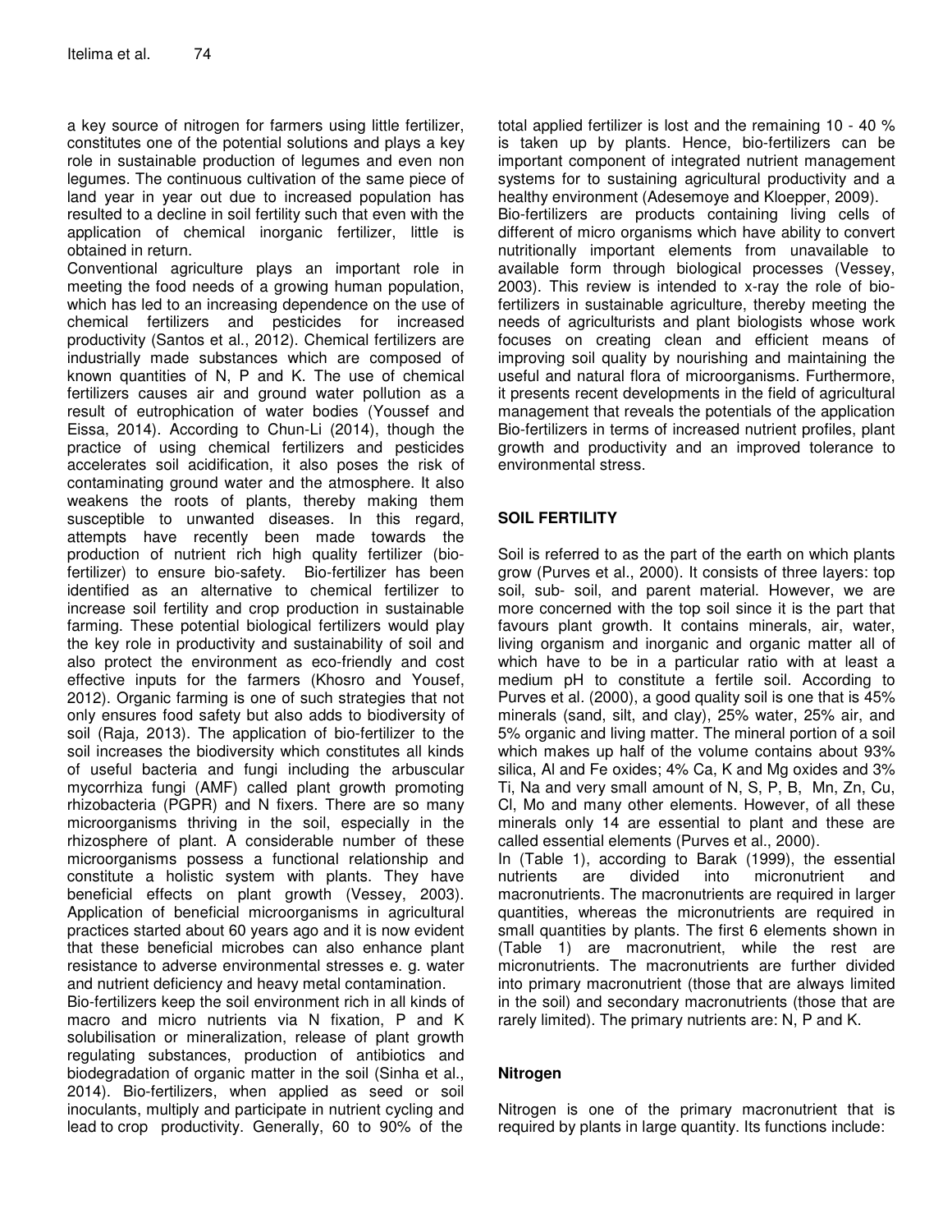a key source of nitrogen for farmers using little fertilizer, constitutes one of the potential solutions and plays a key role in sustainable production of legumes and even non legumes. The continuous cultivation of the same piece of land year in year out due to increased population has resulted to a decline in soil fertility such that even with the application of chemical inorganic fertilizer, little is obtained in return.

Conventional agriculture plays an important role in meeting the food needs of a growing human population, which has led to an increasing dependence on the use of chemical fertilizers and pesticides for increased productivity (Santos et al., 2012). Chemical fertilizers are industrially made substances which are composed of known quantities of N, P and K. The use of chemical fertilizers causes air and ground water pollution as a result of eutrophication of water bodies (Youssef and Eissa, 2014). According to Chun-Li (2014), though the practice of using chemical fertilizers and pesticides accelerates soil acidification, it also poses the risk of contaminating ground water and the atmosphere. It also weakens the roots of plants, thereby making them susceptible to unwanted diseases. In this regard, attempts have recently been made towards the production of nutrient rich high quality fertilizer (bio-fertilizer) to ensure bio-safety. Bio-fertilizer has been identified as an alternative to chemical fertilizer to increase soil fertility and crop production in sustainable farming. These potential biological fertilizers would play the key role in productivity and sustainability of soil and also protect the environment as eco-friendly and cost effective inputs for the farmers (Khosro and Yousef, 2012). Organic farming is one of such strategies that not only ensures food safety but also adds to biodiversity of soil (Raja, 2013). The application of bio-fertilizer to the soil increases the biodiversity which constitutes all kinds of useful bacteria and fungi including the arbuscular mycorrhiza fungi (AMF) called plant growth promoting rhizobacteria (PGPR) and N fixers. There are so many microorganisms thriving in the soil, especially in the rhizosphere of plant. A considerable number of these microorganisms possess a functional relationship and constitute a holistic system with plants. They have beneficial effects on plant growth (Vessey, 2003). Application of beneficial microorganisms in agricultural practices started about 60 years ago and it is now evident that these beneficial microbes can also enhance plant resistance to adverse environmental stresses e. g. water and nutrient deficiency and heavy metal contamination.

Bio-fertilizers keep the soil environment rich in all kinds of macro and micro nutrients via N fixation, P and K solubilisation or mineralization, release of plant growth regulating substances, production of antibiotics and biodegradation of organic matter in the soil (Sinha et al., 2014). Bio-fertilizers, when applied as seed or soil inoculants, multiply and participate in nutrient cycling and lead to crop productivity. Generally, 60 to 90% of the total applied fertilizer is lost and the remaining 10 - 40 % is taken up by plants. Hence, bio-fertilizers can be important component of integrated nutrient management systems for to sustaining agricultural productivity and a healthy environment (Adesemoye and Kloepper, 2009).

Bio-fertilizers are products containing living cells of different of micro organisms which have ability to convert nutritionally important elements from unavailable to available form through biological processes (Vessey, 2003). This review is intended to x-ray the role of bio-fertilizers in sustainable agriculture, thereby meeting the needs of agriculturists and plant biologists whose work focuses on creating clean and efficient means of improving soil quality by nourishing and maintaining the useful and natural flora of microorganisms. Furthermore, it presents recent developments in the field of agricultural management that reveals the potentials of the application Bio-fertilizers in terms of increased nutrient profiles, plant growth and productivity and an improved tolerance to environmental stress.

## SOIL FERTILITY

Soil is referred to as the part of the earth on which plants grow (Purves et al., 2000). It consists of three layers: top soil, sub- soil, and parent material. However, we are more concerned with the top soil since it is the part that favours plant growth. It contains minerals, air, water, living organism and inorganic and organic matter all of which have to be in a particular ratio with at least a medium pH to constitute a fertile soil. According to Purves et al. (2000), a good quality soil is one that is 45% minerals (sand, silt, and clay), 25% water, 25% air, and 5% organic and living matter. The mineral portion of a soil which makes up half of the volume contains about 93% silica, Al and Fe oxides; 4% Ca, K and Mg oxides and 3% Ti, Na and very small amount of N, S, P, B, Mn, Zn, Cu, Cl, Mo and many other elements. However, of all these minerals only 14 are essential to plant and these are called essential elements (Purves et al., 2000).

In (Table 1), according to Barak (1999), the essential nutrients are divided into micronutrient and macronutrients. The macronutrients are required in larger quantities, whereas the micronutrients are required in small quantities by plants. The first 6 elements shown in (Table 1) are macronutrient, while the rest are micronutrients. The macronutrients are further divided into primary macronutrient (those that are always limited in the soil) and secondary macronutrients (those that are rarely limited). The primary nutrients are: N, P and K.

### Nitrogen

Nitrogen is one of the primary macronutrient that is required by plants in large quantity. Its functions include: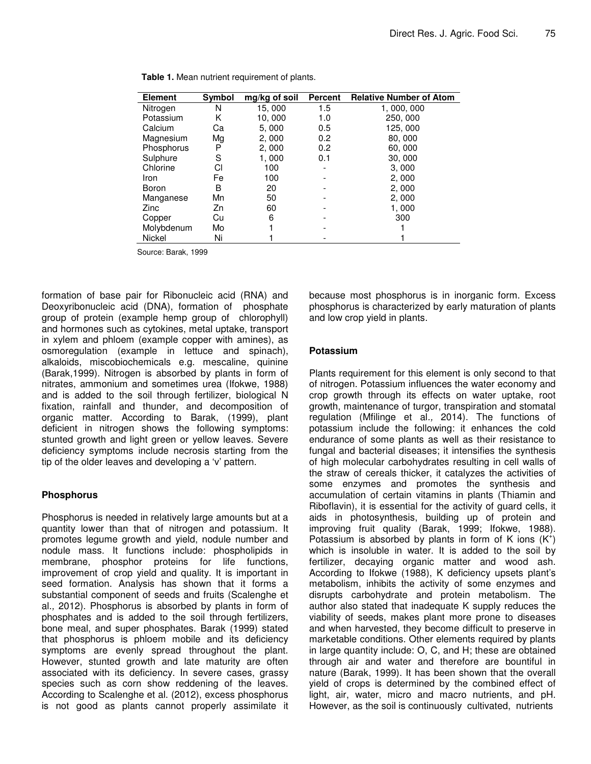**Table 1.** Mean nutrient requirement of plants.

| Element | Symbol | mg/kg of soil | Percent | Relative Number of Atom |
|---|---|---|---|---|
| Nitrogen | N | 15, 000 | 1.5 | 1, 000, 000 |
| Potassium | K | 10, 000 | 1.0 | 250, 000 |
| Calcium | Ca | 5, 000 | 0.5 | 125, 000 |
| Magnesium | Mg | 2, 000 | 0.2 | 80, 000 |
| Phosphorus | P | 2, 000 | 0.2 | 60, 000 |
| Sulphure | S | 1, 000 | 0.1 | 30, 000 |
| Chlorine | Cl | 100 | - | 3, 000 |
| Iron | Fe | 100 | - | 2, 000 |
| Boron | B | 20 | - | 2, 000 |
| Manganese | Mn | 50 | - | 2, 000 |
| Zinc | Zn | 60 | - | 1, 000 |
| Copper | Cu | 6 | - | 300 |
| Molybdenum | Mo | 1 | - | 1 |
| Nickel | Ni | 1 | - | 1 |

Source: Barak, 1999

formation of base pair for Ribonucleic acid (RNA) and Deoxyribonucleic acid (DNA), formation of phosphate group of protein (example hemp group of chlorophyll) and hormones such as cytokines, metal uptake, transport in xylem and phloem (example copper with amines), as osmoregulation (example in lettuce and spinach), alkaloids, miscobiochemicals e.g. mescaline, quinine (Barak,1999). Nitrogen is absorbed by plants in form of nitrates, ammonium and sometimes urea (Ifokwe, 1988) and is added to the soil through fertilizer, biological N fixation, rainfall and thunder, and decomposition of organic matter. According to Barak, (1999), plant deficient in nitrogen shows the following symptoms: stunted growth and light green or yellow leaves. Severe deficiency symptoms include necrosis starting from the tip of the older leaves and developing a 'v' pattern.

## Phosphorus

Phosphorus is needed in relatively large amounts but at a quantity lower than that of nitrogen and potassium. It promotes legume growth and yield, nodule number and nodule mass. It functions include: phospholipids in membrane, phosphor proteins for life functions, improvement of crop yield and quality. It is important in seed formation. Analysis has shown that it forms a substantial component of seeds and fruits (Scalenghe et al., 2012). Phosphorus is absorbed by plants in form of phosphates and is added to the soil through fertilizers, bone meal, and super phosphates. Barak (1999) stated that phosphorus is phloem mobile and its deficiency symptoms are evenly spread throughout the plant. However, stunted growth and late maturity are often associated with its deficiency. In severe cases, grassy species such as corn show reddening of the leaves. According to Scalenghe et al. (2012), excess phosphorus is not good as plants cannot properly assimilate it because most phosphorus is in inorganic form. Excess phosphorus is characterized by early maturation of plants and low crop yield in plants.

## Potassium

Plants requirement for this element is only second to that of nitrogen. Potassium influences the water economy and crop growth through its effects on water uptake, root growth, maintenance of turgor, transpiration and stomatal regulation (Mfilinge et al., 2014). The functions of potassium include the following: it enhances the cold endurance of some plants as well as their resistance to fungal and bacterial diseases; it intensifies the synthesis of high molecular carbohydrates resulting in cell walls of the straw of cereals thicker, it catalyzes the activities of some enzymes and promotes the synthesis and accumulation of certain vitamins in plants (Thiamin and Riboflavin), it is essential for the activity of guard cells, it aids in photosynthesis, building up of protein and improving fruit quality (Barak, 1999; Ifokwe, 1988). Potassium is absorbed by plants in form of K ions ($K^+$) which is insoluble in water. It is added to the soil by fertilizer, decaying organic matter and wood ash. According to Ifokwe (1988), K deficiency upsets plant's metabolism, inhibits the activity of some enzymes and disrupts carbohydrate and protein metabolism. The author also stated that inadequate K supply reduces the viability of seeds, makes plant more prone to diseases and when harvested, they become difficult to preserve in marketable conditions. Other elements required by plants in large quantity include: O, C, and H; these are obtained through air and water and therefore are bountiful in nature (Barak, 1999). It has been shown that the overall yield of crops is determined by the combined effect of light, air, water, micro and macro nutrients, and pH. However, as the soil is continuously cultivated, nutrients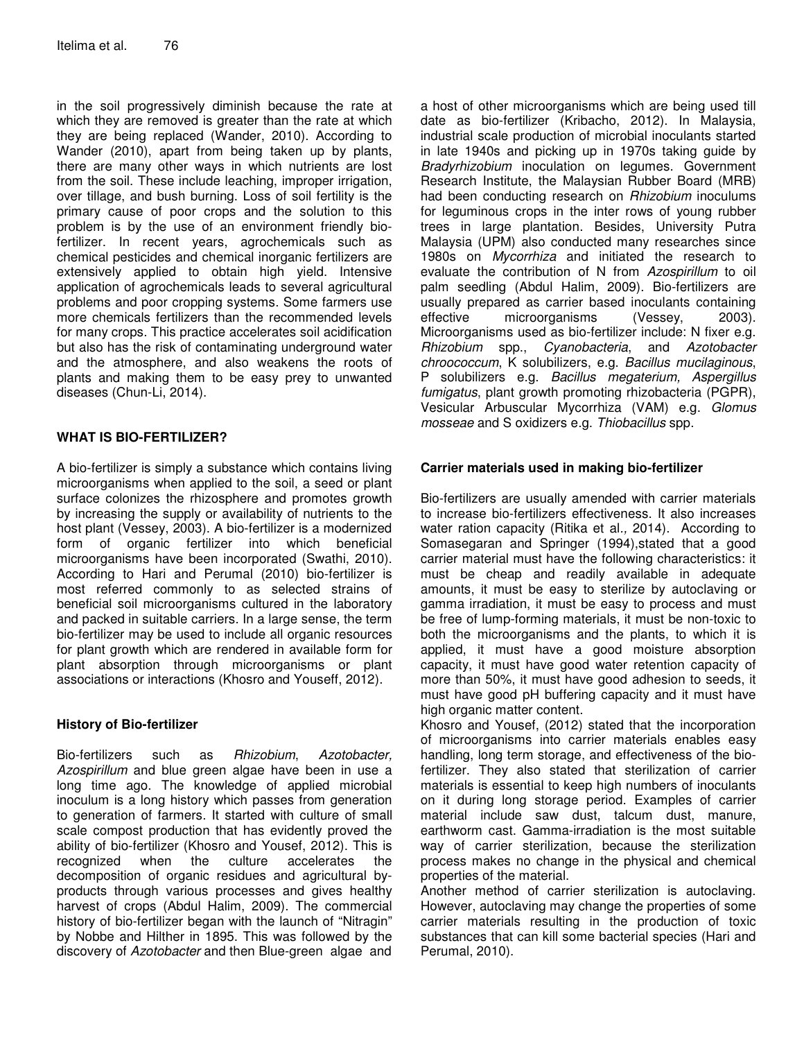in the soil progressively diminish because the rate at which they are removed is greater than the rate at which they are being replaced (Wander, 2010). According to Wander (2010), apart from being taken up by plants, there are many other ways in which nutrients are lost from the soil. These include leaching, improper irrigation, over tillage, and bush burning. Loss of soil fertility is the primary cause of poor crops and the solution to this problem is by the use of an environment friendly bio-fertilizer. In recent years, agrochemicals such as chemical pesticides and chemical inorganic fertilizers are extensively applied to obtain high yield. Intensive application of agrochemicals leads to several agricultural problems and poor cropping systems. Some farmers use more chemicals fertilizers than the recommended levels for many crops. This practice accelerates soil acidification but also has the risk of contaminating underground water and the atmosphere, and also weakens the roots of plants and making them to be easy prey to unwanted diseases (Chun-Li, 2014).

## WHAT IS BIO-FERTILIZER?

A bio-fertilizer is simply a substance which contains living microorganisms when applied to the soil, a seed or plant surface colonizes the rhizosphere and promotes growth by increasing the supply or availability of nutrients to the host plant (Vessey, 2003). A bio-fertilizer is a modernized form of organic fertilizer into which beneficial microorganisms have been incorporated (Swathi, 2010). According to Hari and Perumal (2010) bio-fertilizer is most referred commonly to as selected strains of beneficial soil microorganisms cultured in the laboratory and packed in suitable carriers. In a large sense, the term bio-fertilizer may be used to include all organic resources for plant growth which are rendered in available form for plant absorption through microorganisms or plant associations or interactions (Khosro and Youseff, 2012).

### History of Bio-fertilizer

Bio-fertilizers such as *Rhizobium*, *Azotobacter, Azospirillum* and blue green algae have been in use a long time ago. The knowledge of applied microbial inoculum is a long history which passes from generation to generation of farmers. It started with culture of small scale compost production that has evidently proved the ability of bio-fertilizer (Khosro and Yousef, 2012). This is recognized when the culture accelerates the decomposition of organic residues and agricultural by-products through various processes and gives healthy harvest of crops (Abdul Halim, 2009). The commercial history of bio-fertilizer began with the launch of "Nitragin" by Nobbe and Hilther in 1895. This was followed by the discovery of *Azotobacter* and then Blue-green algae and a host of other microorganisms which are being used till date as bio-fertilizer (Kribacho, 2012). In Malaysia, industrial scale production of microbial inoculants started in late 1940s and picking up in 1970s taking guide by *Bradyrhizobium* inoculation on legumes. Government Research Institute, the Malaysian Rubber Board (MRB) had been conducting research on *Rhizobium* inoculums for leguminous crops in the inter rows of young rubber trees in large plantation. Besides, University Putra Malaysia (UPM) also conducted many researches since 1980s on *Mycorrhiza* and initiated the research to evaluate the contribution of N from *Azospirillum* to oil palm seedling (Abdul Halim, 2009). Bio-fertilizers are usually prepared as carrier based inoculants containing effective microorganisms (Vessey, 2003). Microorganisms used as bio-fertilizer include: N fixer e.g. *Rhizobium* spp., *Cyanobacteria*, and *Azotobacter chroococcum*, K solubilizers, e.g. *Bacillus mucilaginous*, P solubilizers e.g. *Bacillus megaterium, Aspergillus fumigatus*, plant growth promoting rhizobacteria (PGPR), Vesicular Arbuscular Mycorrhiza (VAM) e.g. *Glomus mosseae* and S oxidizers e.g. *Thiobacillus* spp.

### Carrier materials used in making bio-fertilizer

Bio-fertilizers are usually amended with carrier materials to increase bio-fertilizers effectiveness. It also increases water ration capacity (Ritika et al., 2014). According to Somasegaran and Springer (1994),stated that a good carrier material must have the following characteristics: it must be cheap and readily available in adequate amounts, it must be easy to sterilize by autoclaving or gamma irradiation, it must be easy to process and must be free of lump-forming materials, it must be non-toxic to both the microorganisms and the plants, to which it is applied, it must have a good moisture absorption capacity, it must have good water retention capacity of more than 50%, it must have good adhesion to seeds, it must have good pH buffering capacity and it must have high organic matter content.

Khosro and Yousef, (2012) stated that the incorporation of microorganisms into carrier materials enables easy handling, long term storage, and effectiveness of the bio-fertilizer. They also stated that sterilization of carrier materials is essential to keep high numbers of inoculants on it during long storage period. Examples of carrier material include saw dust, talcum dust, manure, earthworm cast. Gamma-irradiation is the most suitable way of carrier sterilization, because the sterilization process makes no change in the physical and chemical properties of the material.

Another method of carrier sterilization is autoclaving. However, autoclaving may change the properties of some carrier materials resulting in the production of toxic substances that can kill some bacterial species (Hari and Perumal, 2010).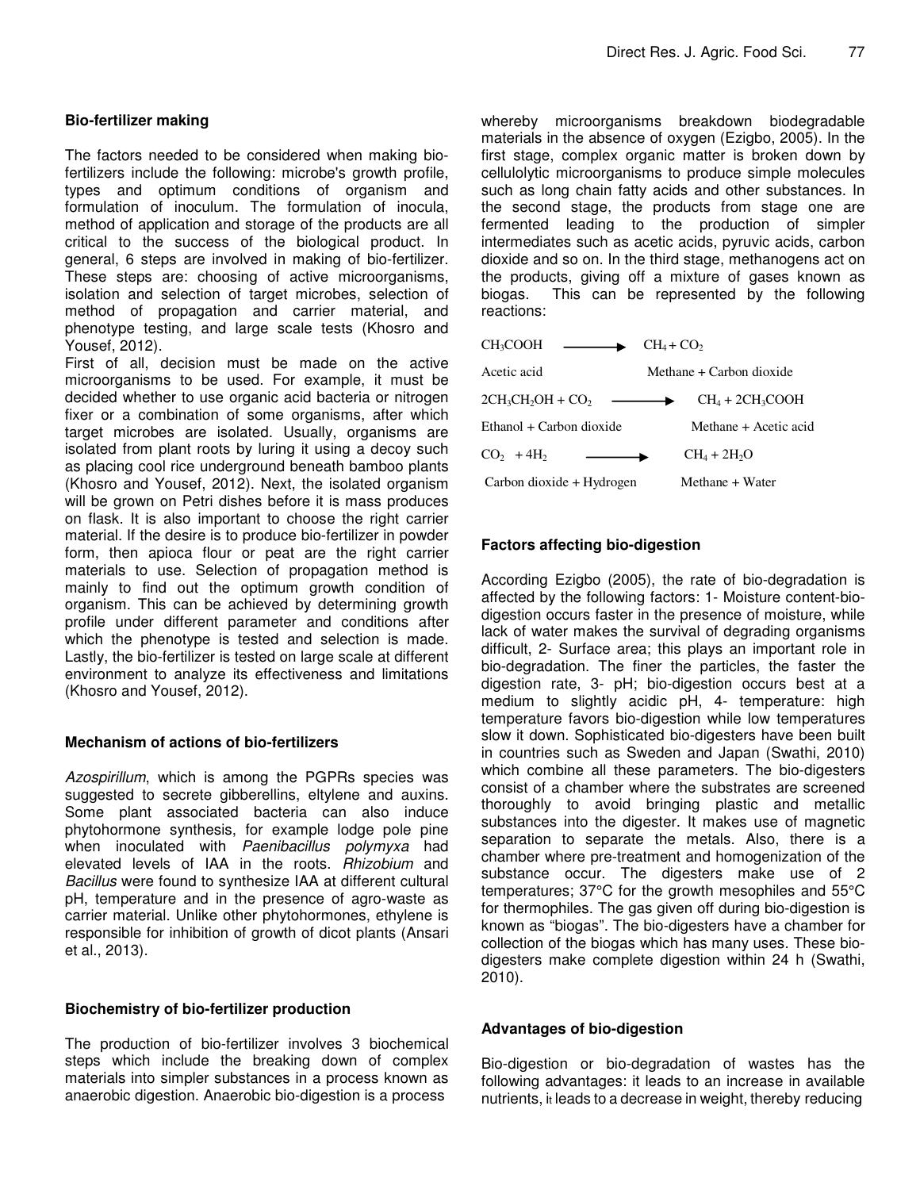## Bio-fertilizer making

The factors needed to be considered when making bio-fertilizers include the following: microbe's growth profile, types and optimum conditions of organism and formulation of inoculum. The formulation of inocula, method of application and storage of the products are all critical to the success of the biological product. In general, 6 steps are involved in making of bio-fertilizer. These steps are: choosing of active microorganisms, isolation and selection of target microbes, selection of method of propagation and carrier material, and phenotype testing, and large scale tests (Khosro and Yousef, 2012).

First of all, decision must be made on the active microorganisms to be used. For example, it must be decided whether to use organic acid bacteria or nitrogen fixer or a combination of some organisms, after which target microbes are isolated. Usually, organisms are isolated from plant roots by luring it using a decoy such as placing cool rice underground beneath bamboo plants (Khosro and Yousef, 2012). Next, the isolated organism will be grown on Petri dishes before it is mass produces on flask. It is also important to choose the right carrier material. If the desire is to produce bio-fertilizer in powder form, then apioca flour or peat are the right carrier materials to use. Selection of propagation method is mainly to find out the optimum growth condition of organism. This can be achieved by determining growth profile under different parameter and conditions after which the phenotype is tested and selection is made. Lastly, the bio-fertilizer is tested on large scale at different environment to analyze its effectiveness and limitations (Khosro and Yousef, 2012).

## Mechanism of actions of bio-fertilizers

*Azospirillum*, which is among the PGPRs species was suggested to secrete gibberellins, eltylene and auxins. Some plant associated bacteria can also induce phytohormone synthesis, for example lodge pole pine when inoculated with *Paenibacillus polymyxa* had elevated levels of IAA in the roots. *Rhizobium* and *Bacillus* were found to synthesize IAA at different cultural pH, temperature and in the presence of agro-waste as carrier material. Unlike other phytohormones, ethylene is responsible for inhibition of growth of dicot plants (Ansari et al., 2013).

## Biochemistry of bio-fertilizer production

The production of bio-fertilizer involves 3 biochemical steps which include the breaking down of complex materials into simpler substances in a process known as anaerobic digestion. Anaerobic bio-digestion is a process whereby microorganisms breakdown biodegradable materials in the absence of oxygen (Ezigbo, 2005). In the first stage, complex organic matter is broken down by cellulolytic microorganisms to produce simple molecules such as long chain fatty acids and other substances. In the second stage, the products from stage one are fermented leading to the production of simpler intermediates such as acetic acids, pyruvic acids, carbon dioxide and so on. In the third stage, methanogens act on the products, giving off a mixture of gases known as biogas. This can be represented by the following reactions:

$$CH_3COOH \longrightarrow CH_4 + CO_2$$

Acetic acid → Methane + Carbon dioxide

$$2CH_3CH_2OH + CO_2 \longrightarrow CH_4 + 2CH_3COOH$$

Ethanol + Carbon dioxide → Methane + Acetic acid

$$CO_2 + 4H_2 \longrightarrow CH_4 + 2H_2O$$

Carbon dioxide + Hydrogen → Methane + Water

## Factors affecting bio-digestion

According Ezigbo (2005), the rate of bio-degradation is affected by the following factors: 1- Moisture content-bio-digestion occurs faster in the presence of moisture, while lack of water makes the survival of degrading organisms difficult, 2- Surface area; this plays an important role in bio-degradation. The finer the particles, the faster the digestion rate, 3- pH; bio-digestion occurs best at a medium to slightly acidic pH, 4- temperature: high temperature favors bio-digestion while low temperatures slow it down. Sophisticated bio-digesters have been built in countries such as Sweden and Japan (Swathi, 2010) which combine all these parameters. The bio-digesters consist of a chamber where the substrates are screened thoroughly to avoid bringing plastic and metallic substances into the digester. It makes use of magnetic separation to separate the metals. Also, there is a chamber where pre-treatment and homogenization of the substance occur. The digesters make use of 2 temperatures; 37°C for the growth mesophiles and 55°C for thermophiles. The gas given off during bio-digestion is known as "biogas". The bio-digesters have a chamber for collection of the biogas which has many uses. These bio-digesters make complete digestion within 24 h (Swathi, 2010).

## Advantages of bio-digestion

Bio-digestion or bio-degradation of wastes has the following advantages: it leads to an increase in available nutrients, it leads to a decrease in weight, thereby reducing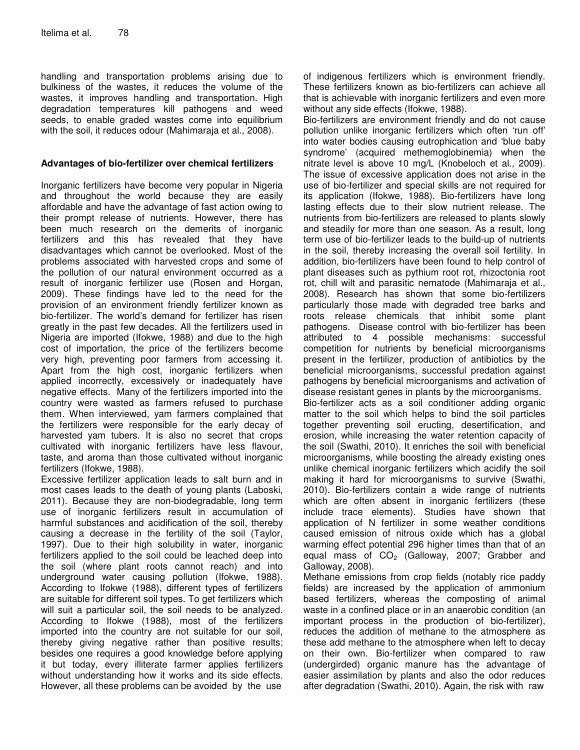handling and transportation problems arising due to bulkiness of the wastes, it reduces the volume of the wastes, it improves handling and transportation. High degradation temperatures kill pathogens and weed seeds, to enable graded wastes come into equilibrium with the soil, it reduces odour (Mahimaraja et al., 2008).

### Advantages of bio-fertilizer over chemical fertilizers

Inorganic fertilizers have become very popular in Nigeria and throughout the world because they are easily affordable and have the advantage of fast action owing to their prompt release of nutrients. However, there has been much research on the demerits of inorganic fertilizers and this has revealed that they have disadvantages which cannot be overlooked. Most of the problems associated with harvested crops and some of the pollution of our natural environment occurred as a result of inorganic fertilizer use (Rosen and Horgan, 2009). These findings have led to the need for the provision of an environment friendly fertilizer known as bio-fertilizer. The world's demand for fertilizer has risen greatly in the past few decades. All the fertilizers used in Nigeria are imported (Ifokwe, 1988) and due to the high cost of importation, the price of the fertilizers become very high, preventing poor farmers from accessing it. Apart from the high cost, inorganic fertilizers when applied incorrectly, excessively or inadequately have negative effects. Many of the fertilizers imported into the country were wasted as farmers refused to purchase them. When interviewed, yam farmers complained that the fertilizers were responsible for the early decay of harvested yam tubers. It is also no secret that crops cultivated with inorganic fertilizers have less flavour, taste, and aroma than those cultivated without inorganic fertilizers (Ifokwe, 1988).

Excessive fertilizer application leads to salt burn and in most cases leads to the death of young plants (Laboski, 2011). Because they are non-biodegradable, long term use of inorganic fertilizers result in accumulation of harmful substances and acidification of the soil, thereby causing a decrease in the fertility of the soil (Taylor, 1997). Due to their high solubility in water, inorganic fertilizers applied to the soil could be leached deep into the soil (where plant roots cannot reach) and into underground water causing pollution (Ifokwe, 1988). According to Ifokwe (1988), different types of fertilizers are suitable for different soil types. To get fertilizers which will suit a particular soil, the soil needs to be analyzed. According to Ifokwe (1988), most of the fertilizers imported into the country are not suitable for our soil, thereby giving negative rather than positive results; besides one requires a good knowledge before applying it but today, every illiterate farmer applies fertilizers without understanding how it works and its side effects. However, all these problems can be avoided by the use of indigenous fertilizers which is environment friendly. These fertilizers known as bio-fertilizers can achieve all that is achievable with inorganic fertilizers and even more without any side effects (Ifokwe, 1988).

Bio-fertilizers are environment friendly and do not cause pollution unlike inorganic fertilizers which often 'run off' into water bodies causing eutrophication and 'blue baby syndrome' (acquired methemoglobinemia) when the nitrate level is above 10 mg/L (Knobeloch et al., 2009). The issue of excessive application does not arise in the use of bio-fertilizer and special skills are not required for its application (Ifokwe, 1988). Bio-fertilizers have long lasting effects due to their slow nutrient release. The nutrients from bio-fertilizers are released to plants slowly and steadily for more than one season. As a result, long term use of bio-fertilizer leads to the build-up of nutrients in the soil, thereby increasing the overall soil fertility. In addition, bio-fertilizers have been found to help control of plant diseases such as pythium root rot, rhizoctonia root rot, chill wilt and parasitic nematode (Mahimaraja et al., 2008). Research has shown that some bio-fertilizers particularly those made with degraded tree barks and roots release chemicals that inhibit some plant pathogens. Disease control with bio-fertilizer has been attributed to 4 possible mechanisms: successful competition for nutrients by beneficial microorganisms present in the fertilizer, production of antibiotics by the beneficial microorganisms, successful predation against pathogens by beneficial microorganisms and activation of disease resistant genes in plants by the microorganisms.

Bio-fertilizer acts as a soil conditioner adding organic matter to the soil which helps to bind the soil particles together preventing soil eructing, desertification, and erosion, while increasing the water retention capacity of the soil (Swathi, 2010). It enriches the soil with beneficial microorganisms, while boosting the already existing ones unlike chemical inorganic fertilizers which acidify the soil making it hard for microorganisms to survive (Swathi, 2010). Bio-fertilizers contain a wide range of nutrients which are often absent in inorganic fertilizers (these include trace elements). Studies have shown that application of N fertilizer in some weather conditions caused emission of nitrous oxide which has a global warming effect potential 296 higher times than that of an equal mass of $CO_2$ (Galloway, 2007; Grabber and Galloway, 2008).

Methane emissions from crop fields (notably rice paddy fields) are increased by the application of ammonium based fertilizers, whereas the composting of animal waste in a confined place or in an anaerobic condition (an important process in the production of bio-fertilizer), reduces the addition of methane to the atmosphere as these add methane to the atmosphere when left to decay on their own. Bio-fertilizer when compared to raw (undergirded) organic manure has the advantage of easier assimilation by plants and also the odor reduces after degradation (Swathi, 2010). Again, the risk with raw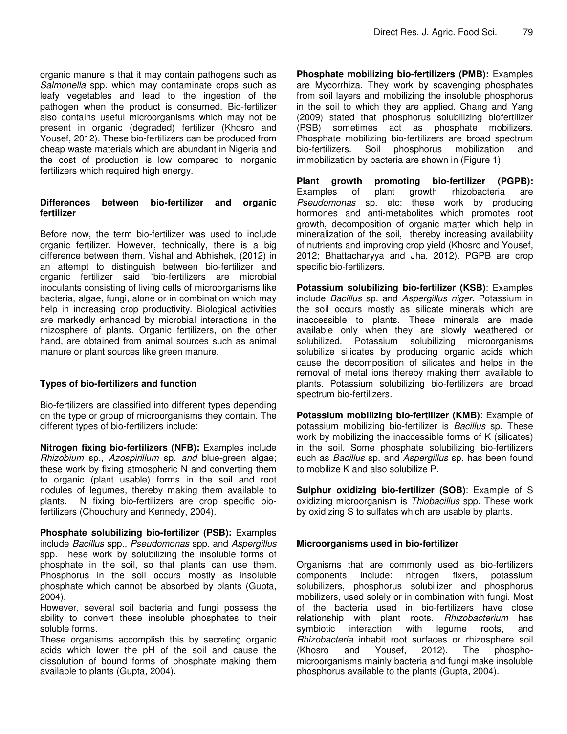organic manure is that it may contain pathogens such as *Salmonella* spp. which may contaminate crops such as leafy vegetables and lead to the ingestion of the pathogen when the product is consumed. Bio-fertilizer also contains useful microorganisms which may not be present in organic (degraded) fertilizer (Khosro and Yousef, 2012). These bio-fertilizers can be produced from cheap waste materials which are abundant in Nigeria and the cost of production is low compared to inorganic fertilizers which required high energy.

### Differences between bio-fertilizer and organic fertilizer

Before now, the term bio-fertilizer was used to include organic fertilizer. However, technically, there is a big difference between them. Vishal and Abhishek, (2012) in an attempt to distinguish between bio-fertilizer and organic fertilizer said "bio-fertilizers are microbial inoculants consisting of living cells of microorganisms like bacteria, algae, fungi, alone or in combination which may help in increasing crop productivity. Biological activities are markedly enhanced by microbial interactions in the rhizosphere of plants. Organic fertilizers, on the other hand, are obtained from animal sources such as animal manure or plant sources like green manure.

### Types of bio-fertilizers and function

Bio-fertilizers are classified into different types depending on the type or group of microorganisms they contain. The different types of bio-fertilizers include:

**Nitrogen fixing bio-fertilizers (NFB):** Examples include *Rhizobium* sp., *Azospirillum* sp. and blue-green algae; these work by fixing atmospheric N and converting them to organic (plant usable) forms in the soil and root nodules of legumes, thereby making them available to plants. N fixing bio-fertilizers are crop specific bio-fertilizers (Choudhury and Kennedy, 2004).

**Phosphate solubilizing bio-fertilizer (PSB):** Examples include *Bacillus* spp., *Pseudomonas* spp. and *Aspergillus* spp. These work by solubilizing the insoluble forms of phosphate in the soil, so that plants can use them. Phosphorus in the soil occurs mostly as insoluble phosphate which cannot be absorbed by plants (Gupta, 2004).

However, several soil bacteria and fungi possess the ability to convert these insoluble phosphates to their soluble forms.

These organisms accomplish this by secreting organic acids which lower the pH of the soil and cause the dissolution of bound forms of phosphate making them available to plants (Gupta, 2004).

**Phosphate mobilizing bio-fertilizers (PMB):** Examples are Mycorrhiza. They work by scavenging phosphates from soil layers and mobilizing the insoluble phosphorus in the soil to which they are applied. Chang and Yang (2009) stated that phosphorus solubilizing biofertilizer (PSB) sometimes act as phosphate mobilizers. Phosphate mobilizing bio-fertilizers are broad spectrum bio-fertilizers. Soil phosphorus mobilization and immobilization by bacteria are shown in (Figure 1).

**Plant growth promoting bio-fertilizer (PGPB):** Examples of plant growth rhizobacteria are *Pseudomonas* sp. etc: these work by producing hormones and anti-metabolites which promotes root growth, decomposition of organic matter which help in mineralization of the soil, thereby increasing availability of nutrients and improving crop yield (Khosro and Yousef, 2012; Bhattacharyya and Jha, 2012). PGPB are crop specific bio-fertilizers.

**Potassium solubilizing bio-fertilizer (KSB)**: Examples include *Bacillus* sp. and *Aspergillus niger*. Potassium in the soil occurs mostly as silicate minerals which are inaccessible to plants. These minerals are made available only when they are slowly weathered or solubilized. Potassium solubilizing microorganisms solubilize silicates by producing organic acids which cause the decomposition of silicates and helps in the removal of metal ions thereby making them available to plants. Potassium solubilizing bio-fertilizers are broad spectrum bio-fertilizers.

**Potassium mobilizing bio-fertilizer (KMB)**: Example of potassium mobilizing bio-fertilizer is *Bacillus* sp. These work by mobilizing the inaccessible forms of K (silicates) in the soil. Some phosphate solubilizing bio-fertilizers such as *Bacillus* sp. and *Aspergillus* sp. has been found to mobilize K and also solubilize P.

**Sulphur oxidizing bio-fertilizer (SOB)**: Example of S oxidizing microorganism is *Thiobacillus* spp. These work by oxidizing S to sulfates which are usable by plants.

### Microorganisms used in bio-fertilizer

Organisms that are commonly used as bio-fertilizers components include: nitrogen fixers, potassium solubilizers, phosphorus solubilizer and phosphorus mobilizers, used solely or in combination with fungi. Most of the bacteria used in bio-fertilizers have close relationship with plant roots. *Rhizobacterium* has symbiotic interaction with legume roots, and *Rhizobacteria* inhabit root surfaces or rhizosphere soil (Khosro and Yousef, 2012). The phospho-microorganisms mainly bacteria and fungi make insoluble phosphorus available to the plants (Gupta, 2004).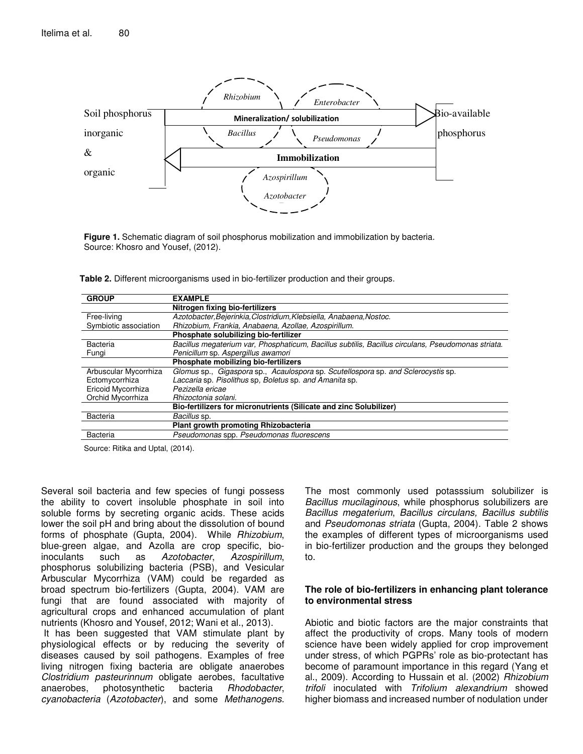Figure 1. Schematic diagram of soil phosphorus mobilization and immobilization by bacteria. Source: Khosro and Yousef, (2012).

**Table 2.** Different microorganisms used in bio-fertilizer production and their groups.

| GROUP | EXAMPLE |
|---|---|
| | **Nitrogen fixing bio-fertilizers** |
| Free-living | *Azotobacter,Bejerinkia,Clostridium,Klebsiella, Anabaena,Nostoc.* |
| Symbiotic association | *Rhizobium, Frankia, Anabaena, Azollae, Azospirillum.* |
| | **Phosphate solubilizing bio-fertilizer** |
| Bacteria | *Bacillus megaterium var, Phosphaticum, Bacillus subtilis, Bacillus circulans, Pseudomonas striata.* |
| Fungi | *Penicillum sp. Aspergillus awamori* |
| | **Phosphate mobilizing bio-fertilizers** |
| Arbuscular Mycorrhiza | *Glomus* sp., *Gigaspora* sp., *Acaulospora* sp. *Scutellospora* sp. *and Sclerocystis* sp. |
| Ectomycorrhiza | *Laccaria* sp. *Pisolithus* sp, *Boletus* sp. *and Amanita* sp. |
| Ericoid Mycorrhiza | *Pezizella ericae* |
| Orchid Mycorrhiza | *Rhizoctonia solani.* |
| | **Bio-fertilizers for micronutrients (Silicate and zinc Solubilizer)** |
| Bacteria | *Bacillus* sp. |
| | **Plant growth promoting Rhizobacteria** |
| Bacteria | *Pseudomonas* spp. *Pseudomonas fluorescens* |

Source: Ritika and Uptal, (2014).

Several soil bacteria and few species of fungi possess the ability to covert insoluble phosphate in soil into soluble forms by secreting organic acids. These acids lower the soil pH and bring about the dissolution of bound forms of phosphate (Gupta, 2004). While *Rhizobium*, blue-green algae, and Azolla are crop specific, bio-inoculants such as *Azotobacter*, *Azospirillum*, phosphorus solubilizing bacteria (PSB), and Vesicular Arbuscular Mycorrhiza (VAM) could be regarded as broad spectrum bio-fertilizers (Gupta, 2004). VAM are fungi that are found associated with majority of agricultural crops and enhanced accumulation of plant nutrients (Khosro and Yousef, 2012; Wani et al., 2013).

It has been suggested that VAM stimulate plant by physiological effects or by reducing the severity of diseases caused by soil pathogens. Examples of free living nitrogen fixing bacteria are obligate anaerobes *Clostridium pasteurinnum* obligate aerobes, facultative anaerobes, photosynthetic bacteria *Rhodobacter*, *cyanobacteria* (*Azotobacter*), and some *Methanogens*. The most commonly used potasssium solubilizer is *Bacillus mucilaginous*, while phosphorus solubilizers are *Bacillus megaterium*, *Bacillus circulans, Bacillus subtilis* and *Pseudomonas striata* (Gupta, 2004). Table 2 shows the examples of different types of microorganisms used in bio-fertilizer production and the groups they belonged to.

### The role of bio-fertilizers in enhancing plant tolerance to environmental stress

Abiotic and biotic factors are the major constraints that affect the productivity of crops. Many tools of modern science have been widely applied for crop improvement under stress, of which PGPRs' role as bio-protectant has become of paramount importance in this regard (Yang et al., 2009). According to Hussain et al. (2002) *Rhizobium trifoli* inoculated with *Trifolium alexandrium* showed higher biomass and increased number of nodulation under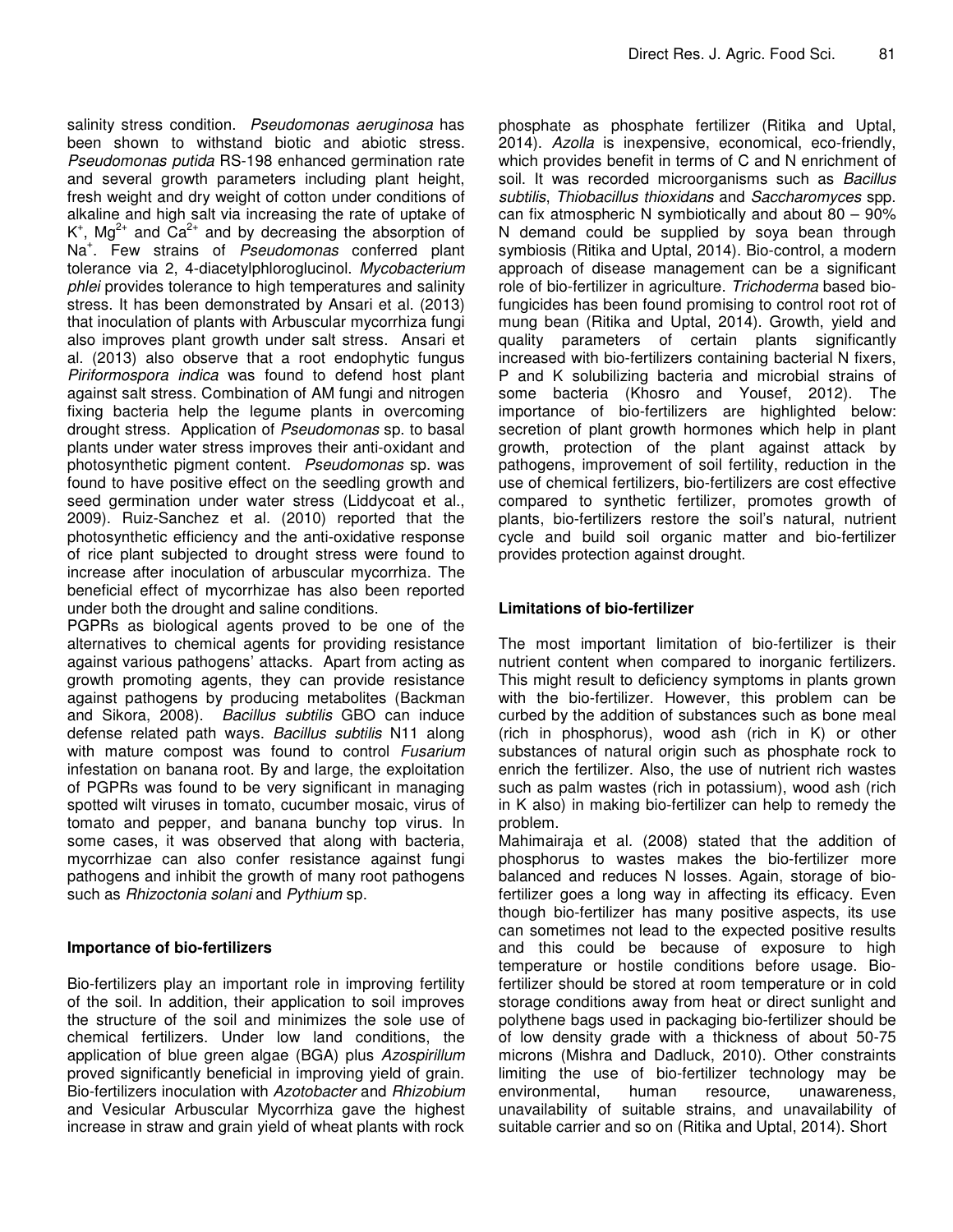salinity stress condition. *Pseudomonas aeruginosa* has been shown to withstand biotic and abiotic stress. *Pseudomonas putida* RS-198 enhanced germination rate and several growth parameters including plant height, fresh weight and dry weight of cotton under conditions of alkaline and high salt via increasing the rate of uptake of $K^+$, $Mg^{2+}$ and $Ca^{2+}$ and by decreasing the absorption of $Na^+$. Few strains of *Pseudomonas* conferred plant tolerance via 2, 4-diacetylphloroglucinol. *Mycobacterium phlei* provides tolerance to high temperatures and salinity stress. It has been demonstrated by Ansari et al. (2013) that inoculation of plants with Arbuscular mycorrhiza fungi also improves plant growth under salt stress. Ansari et al. (2013) also observe that a root endophytic fungus *Piriformospora indica* was found to defend host plant against salt stress. Combination of AM fungi and nitrogen fixing bacteria help the legume plants in overcoming drought stress. Application of *Pseudomonas* sp. to basal plants under water stress improves their anti-oxidant and photosynthetic pigment content. *Pseudomonas* sp. was found to have positive effect on the seedling growth and seed germination under water stress (Liddycoat et al., 2009). Ruiz-Sanchez et al. (2010) reported that the photosynthetic efficiency and the anti-oxidative response of rice plant subjected to drought stress were found to increase after inoculation of arbuscular mycorrhiza. The beneficial effect of mycorrhizae has also been reported under both the drought and saline conditions.

PGPRs as biological agents proved to be one of the alternatives to chemical agents for providing resistance against various pathogens' attacks. Apart from acting as growth promoting agents, they can provide resistance against pathogens by producing metabolites (Backman and Sikora, 2008). *Bacillus subtilis* GBO can induce defense related path ways. *Bacillus subtilis* N11 along with mature compost was found to control *Fusarium* infestation on banana root. By and large, the exploitation of PGPRs was found to be very significant in managing spotted wilt viruses in tomato, cucumber mosaic, virus of tomato and pepper, and banana bunchy top virus. In some cases, it was observed that along with bacteria, mycorrhizae can also confer resistance against fungi pathogens and inhibit the growth of many root pathogens such as *Rhizoctonia solani* and *Pythium* sp.

## Importance of bio-fertilizers

Bio-fertilizers play an important role in improving fertility of the soil. In addition, their application to soil improves the structure of the soil and minimizes the sole use of chemical fertilizers. Under low land conditions, the application of blue green algae (BGA) plus *Azospirillum* proved significantly beneficial in improving yield of grain. Bio-fertilizers inoculation with *Azotobacter* and *Rhizobium* and Vesicular Arbuscular Mycorrhiza gave the highest increase in straw and grain yield of wheat plants with rock phosphate as phosphate fertilizer (Ritika and Uptal, 2014). *Azolla* is inexpensive, economical, eco-friendly, which provides benefit in terms of C and N enrichment of soil. It was recorded microorganisms such as *Bacillus subtilis*, *Thiobacillus thioxidans* and *Saccharomyces* spp. can fix atmospheric N symbiotically and about 80 – 90% N demand could be supplied by soya bean through symbiosis (Ritika and Uptal, 2014). Bio-control, a modern approach of disease management can be a significant role of bio-fertilizer in agriculture. *Trichoderma* based bio-fungicides has been found promising to control root rot of mung bean (Ritika and Uptal, 2014). Growth, yield and quality parameters of certain plants significantly increased with bio-fertilizers containing bacterial N fixers, P and K solubilizing bacteria and microbial strains of some bacteria (Khosro and Yousef, 2012). The importance of bio-fertilizers are highlighted below: secretion of plant growth hormones which help in plant growth, protection of the plant against attack by pathogens, improvement of soil fertility, reduction in the use of chemical fertilizers, bio-fertilizers are cost effective compared to synthetic fertilizer, promotes growth of plants, bio-fertilizers restore the soil's natural, nutrient cycle and build soil organic matter and bio-fertilizer provides protection against drought.

## Limitations of bio-fertilizer

The most important limitation of bio-fertilizer is their nutrient content when compared to inorganic fertilizers. This might result to deficiency symptoms in plants grown with the bio-fertilizer. However, this problem can be curbed by the addition of substances such as bone meal (rich in phosphorus), wood ash (rich in K) or other substances of natural origin such as phosphate rock to enrich the fertilizer. Also, the use of nutrient rich wastes such as palm wastes (rich in potassium), wood ash (rich in K also) in making bio-fertilizer can help to remedy the problem.

Mahimairaja et al. (2008) stated that the addition of phosphorus to wastes makes the bio-fertilizer more balanced and reduces N losses. Again, storage of bio-fertilizer goes a long way in affecting its efficacy. Even though bio-fertilizer has many positive aspects, its use can sometimes not lead to the expected positive results and this could be because of exposure to high temperature or hostile conditions before usage. Bio-fertilizer should be stored at room temperature or in cold storage conditions away from heat or direct sunlight and polythene bags used in packaging bio-fertilizer should be of low density grade with a thickness of about 50-75 microns (Mishra and Dadluck, 2010). Other constraints limiting the use of bio-fertilizer technology may be environmental, human resource, unawareness, unavailability of suitable strains, and unavailability of suitable carrier and so on (Ritika and Uptal, 2014). Short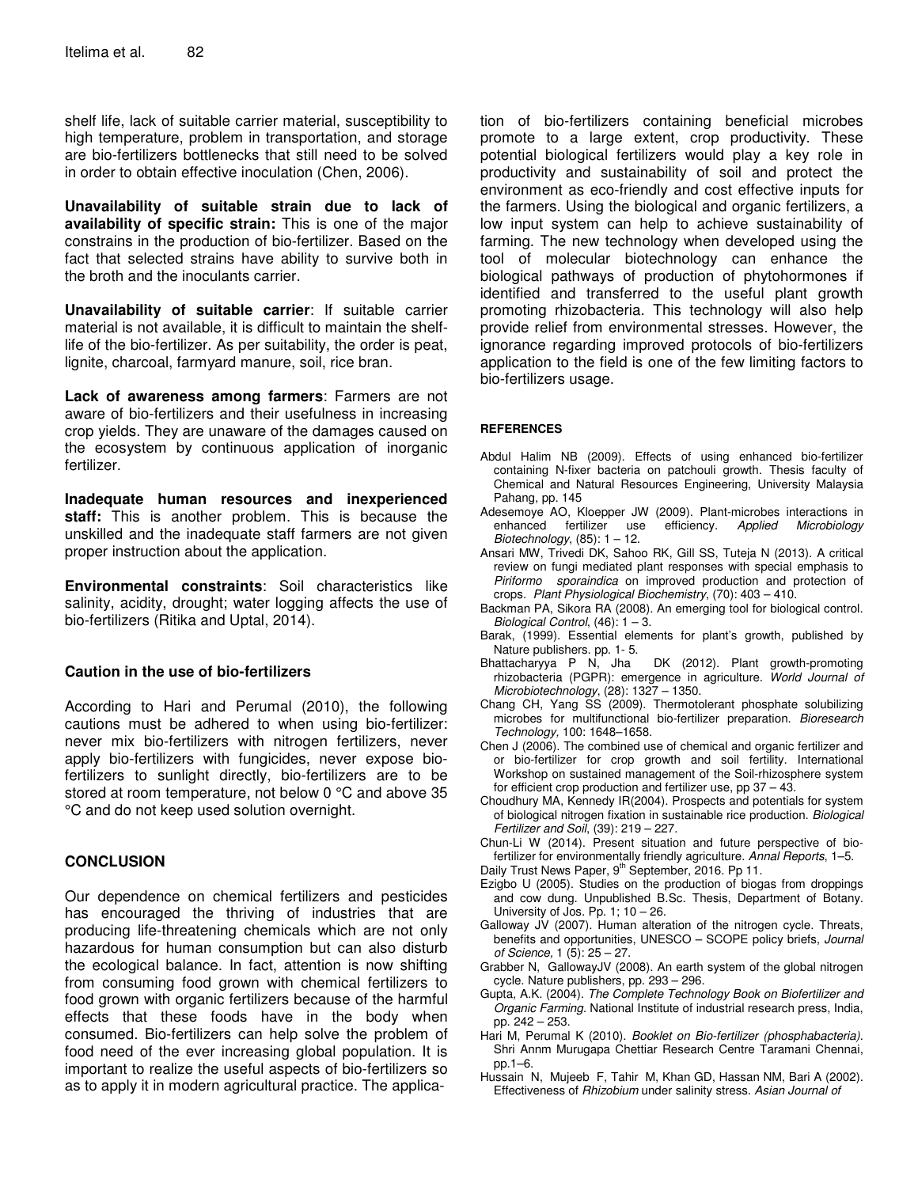shelf life, lack of suitable carrier material, susceptibility to high temperature, problem in transportation, and storage are bio-fertilizers bottlenecks that still need to be solved in order to obtain effective inoculation (Chen, 2006).

**Unavailability of suitable strain due to lack of availability of specific strain:** This is one of the major constrains in the production of bio-fertilizer. Based on the fact that selected strains have ability to survive both in the broth and the inoculants carrier.

**Unavailability of suitable carrier**: If suitable carrier material is not available, it is difficult to maintain the shelf-life of the bio-fertilizer. As per suitability, the order is peat, lignite, charcoal, farmyard manure, soil, rice bran.

**Lack of awareness among farmers**: Farmers are not aware of bio-fertilizers and their usefulness in increasing crop yields. They are unaware of the damages caused on the ecosystem by continuous application of inorganic fertilizer.

**Inadequate human resources and inexperienced staff:** This is another problem. This is because the unskilled and the inadequate staff farmers are not given proper instruction about the application.

**Environmental constraints**: Soil characteristics like salinity, acidity, drought; water logging affects the use of bio-fertilizers (Ritika and Uptal, 2014).

## Caution in the use of bio-fertilizers

According to Hari and Perumal (2010), the following cautions must be adhered to when using bio-fertilizer: never mix bio-fertilizers with nitrogen fertilizers, never apply bio-fertilizers with fungicides, never expose bio-fertilizers to sunlight directly, bio-fertilizers are to be stored at room temperature, not below 0 °C and above 35 °C and do not keep used solution overnight.

## CONCLUSION

Our dependence on chemical fertilizers and pesticides has encouraged the thriving of industries that are producing life-threatening chemicals which are not only hazardous for human consumption but can also disturb the ecological balance. In fact, attention is now shifting from consuming food grown with chemical fertilizers to food grown with organic fertilizers because of the harmful effects that these foods have in the body when consumed. Bio-fertilizers can help solve the problem of food need of the ever increasing global population. It is important to realize the useful aspects of bio-fertilizers so as to apply it in modern agricultural practice. The application of bio-fertilizers containing beneficial microbes promote to a large extent, crop productivity. These potential biological fertilizers would play a key role in productivity and sustainability of soil and protect the environment as eco-friendly and cost effective inputs for the farmers. Using the biological and organic fertilizers, a low input system can help to achieve sustainability of farming. The new technology when developed using the tool of molecular biotechnology can enhance the biological pathways of production of phytohormones if identified and transferred to the useful plant growth promoting rhizobacteria. This technology will also help provide relief from environmental stresses. However, the ignorance regarding improved protocols of bio-fertilizers application to the field is one of the few limiting factors to bio-fertilizers usage.

## REFERENCES

Abdul Halim NB (2009). Effects of using enhanced bio-fertilizer containing N-fixer bacteria on patchouli growth. Thesis faculty of Chemical and Natural Resources Engineering, University Malaysia Pahang, pp. 145

Adesemoye AO, Kloepper JW (2009). Plant-microbes interactions in enhanced fertilizer use efficiency. *Applied Microbiology Biotechnology*, (85): 1 – 12.

Ansari MW, Trivedi DK, Sahoo RK, Gill SS, Tuteja N (2013). A critical review on fungi mediated plant responses with special emphasis to *Piriformo sporaindica* on improved production and protection of crops. *Plant Physiological Biochemistry*, (70): 403 – 410.

Backman PA, Sikora RA (2008). An emerging tool for biological control. *Biological Control*, (46): 1 – 3.

Barak, (1999). Essential elements for plant's growth, published by Nature publishers. pp. 1- 5.

Bhattacharyya P N, Jha DK (2012). Plant growth-promoting rhizobacteria (PGPR): emergence in agriculture. *World Journal of Microbiotechnology*, (28): 1327 – 1350.

Chang CH, Yang SS (2009). Thermotolerant phosphate solubilizing microbes for multifunctional bio-fertilizer preparation. *Bioresearch Technology,* 100: 1648–1658.

Chen J (2006). The combined use of chemical and organic fertilizer and or bio-fertilizer for crop growth and soil fertility. International Workshop on sustained management of the Soil-rhizosphere system for efficient crop production and fertilizer use, pp 37 – 43.

Choudhury MA, Kennedy IR(2004). Prospects and potentials for system of biological nitrogen fixation in sustainable rice production. *Biological Fertilizer and Soil*, (39): 219 – 227.

Chun-Li W (2014). Present situation and future perspective of bio-fertilizer for environmentally friendly agriculture. *Annal Reports,* 1–5.

Daily Trust News Paper, 9th September, 2016. Pp 11.

Ezigbo U (2005). Studies on the production of biogas from droppings and cow dung. Unpublished B.Sc. Thesis, Department of Botany. University of Jos. Pp. 1; 10 – 26.

Galloway JV (2007). Human alteration of the nitrogen cycle. Threats, benefits and opportunities, UNESCO – SCOPE policy briefs, *Journal of Science,* 1 (5): 25 – 27.

Grabber N, GallowayJV (2008). An earth system of the global nitrogen cycle. Nature publishers, pp. 293 – 296.

Gupta, A.K. (2004). *The Complete Technology Book on Biofertilizer and Organic Farming*. National Institute of industrial research press, India, pp. 242 – 253.

Hari M, Perumal K (2010). *Booklet on Bio-fertilizer (phosphabacteria)*. Shri Annm Murugapa Chettiar Research Centre Taramani Chennai, pp.1–6.

Hussain N, Mujeeb F, Tahir M, Khan GD, Hassan NM, Bari A (2002). Effectiveness of *Rhizobium* under salinity stress. *Asian Journal of*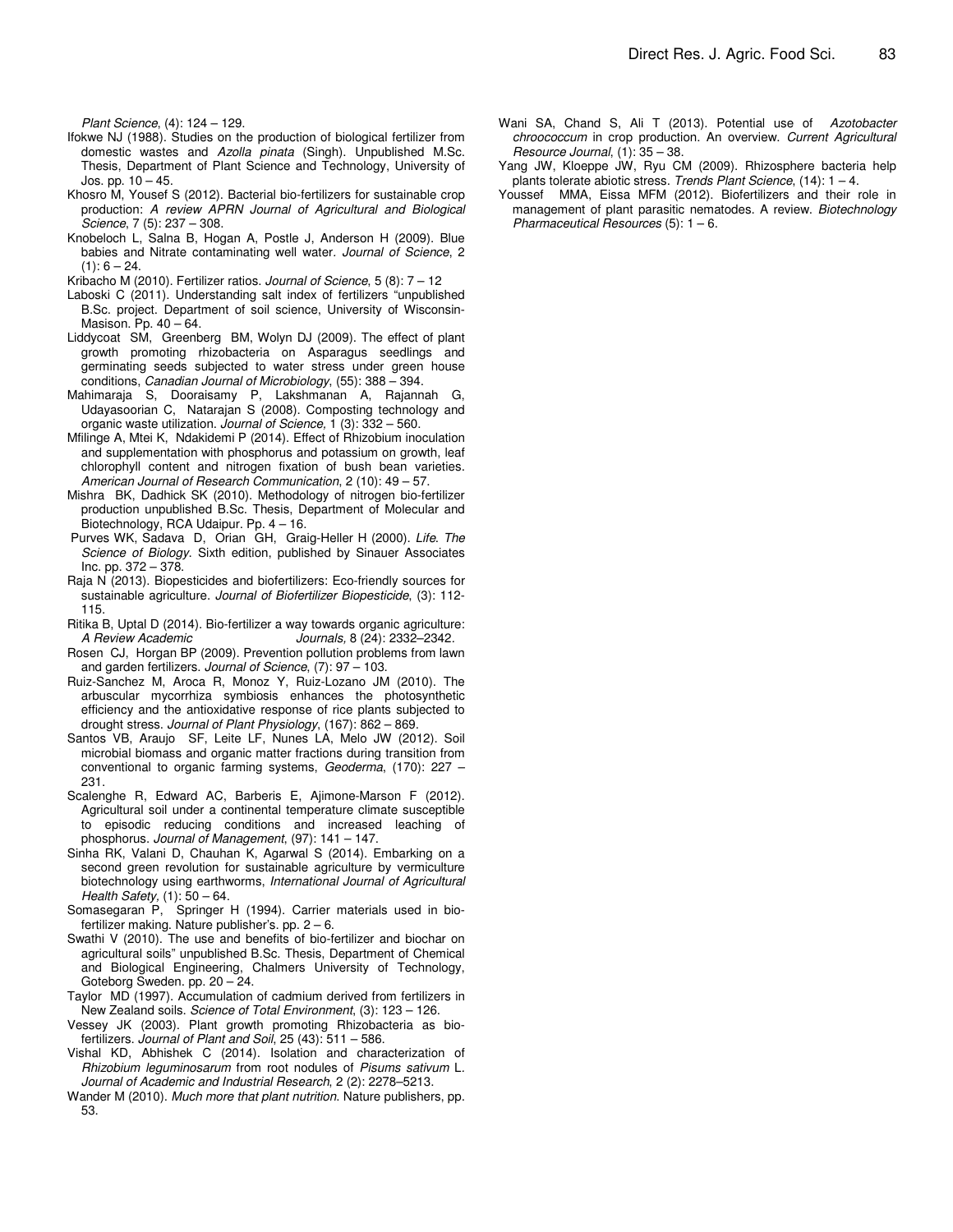*Plant Science*, (4): 124 – 129.

Ifokwe NJ (1988). Studies on the production of biological fertilizer from domestic wastes and *Azolla pinata* (Singh). Unpublished M.Sc. Thesis, Department of Plant Science and Technology, University of Jos. pp. 10 – 45.

Khosro M, Yousef S (2012). Bacterial bio-fertilizers for sustainable crop production: *A review APRN Journal of Agricultural and Biological Science*, 7 (5): 237 – 308.

Knobeloch L, Salna B, Hogan A, Postle J, Anderson H (2009). Blue babies and Nitrate contaminating well water. *Journal of Science*, 2 (1): 6 – 24.

Kribacho M (2010). Fertilizer ratios. *Journal of Science*, 5 (8): 7 – 12

Laboski C (2011). Understanding salt index of fertilizers "unpublished B.Sc. project. Department of soil science, University of Wisconsin-Masison. Pp. 40 – 64.

Liddycoat SM, Greenberg BM, Wolyn DJ (2009). The effect of plant growth promoting rhizobacteria on Asparagus seedlings and germinating seeds subjected to water stress under green house conditions, *Canadian Journal of Microbiology*, (55): 388 – 394.

Mahimaraja S, Dooraisamy P, Lakshmanan A, Rajannah G, Udayasoorian C, Natarajan S (2008). Composting technology and organic waste utilization. *Journal of Science,* 1 (3): 332 – 560.

Mfilinge A, Mtei K, Ndakidemi P (2014). Effect of Rhizobium inoculation and supplementation with phosphorus and potassium on growth, leaf chlorophyll content and nitrogen fixation of bush bean varieties. *American Journal of Research Communication*, 2 (10): 49 – 57.

Mishra BK, Dadhick SK (2010). Methodology of nitrogen bio-fertilizer production unpublished B.Sc. Thesis, Department of Molecular and Biotechnology, RCA Udaipur. Pp. 4 – 16.

Purves WK, Sadava D, Orian GH, Graig-Heller H (2000). *Life. The Science of Biology*. Sixth edition, published by Sinauer Associates Inc. pp. 372 – 378.

Raja N (2013). Biopesticides and biofertilizers: Eco-friendly sources for sustainable agriculture. *Journal of Biofertilizer Biopesticide*, (3): 112-115.

Ritika B, Uptal D (2014). Bio-fertilizer a way towards organic agriculture: *A Review Academic Journals,* 8 (24): 2332–2342.

Rosen CJ, Horgan BP (2009). Prevention pollution problems from lawn and garden fertilizers. *Journal of Science*, (7): 97 – 103.

Ruiz-Sanchez M, Aroca R, Monoz Y, Ruiz-Lozano JM (2010). The arbuscular mycorrhiza symbiosis enhances the photosynthetic efficiency and the antioxidative response of rice plants subjected to drought stress. *Journal of Plant Physiology*, (167): 862 – 869.

Santos VB, Araujo SF, Leite LF, Nunes LA, Melo JW (2012). Soil microbial biomass and organic matter fractions during transition from conventional to organic farming systems, *Geoderma*, (170): 227 – 231.

Scalenghe R, Edward AC, Barberis E, Ajimone-Marson F (2012). Agricultural soil under a continental temperature climate susceptible to episodic reducing conditions and increased leaching of phosphorus. *Journal of Management*, (97): 141 – 147.

Sinha RK, Valani D, Chauhan K, Agarwal S (2014). Embarking on a second green revolution for sustainable agriculture by vermiculture biotechnology using earthworms, *International Journal of Agricultural Health Safety*, (1): 50 – 64.

Somasegaran P, Springer H (1994). Carrier materials used in bio-fertilizer making. Nature publisher's. pp. 2 – 6.

Swathi V (2010). The use and benefits of bio-fertilizer and biochar on agricultural soils" unpublished B.Sc. Thesis, Department of Chemical and Biological Engineering, Chalmers University of Technology, Goteborg Sweden. pp. 20 – 24.

Taylor MD (1997). Accumulation of cadmium derived from fertilizers in New Zealand soils. *Science of Total Environment*, (3): 123 – 126.

Vessey JK (2003). Plant growth promoting Rhizobacteria as bio-fertilizers. *Journal of Plant and Soil*, 25 (43): 511 – 586.

Vishal KD, Abhishek C (2014). Isolation and characterization of *Rhizobium leguminosarum* from root nodules of *Pisums sativum* L. *Journal of Academic and Industrial Research*, 2 (2): 2278–5213.

Wander M (2010). *Much more that plant nutrition*. Nature publishers, pp. 53.

Wani SA, Chand S, Ali T (2013). Potential use of *Azotobacter chroococcum* in crop production. An overview. *Current Agricultural Resource Journal*, (1): 35 – 38.

Yang JW, Kloeppe JW, Ryu CM (2009). Rhizosphere bacteria help plants tolerate abiotic stress. *Trends Plant Science*, (14): 1 – 4.

Youssef MMA, Eissa MFM (2012). Biofertilizers and their role in management of plant parasitic nematodes. A review. *Biotechnology Pharmaceutical Resources* (5): 1 – 6.